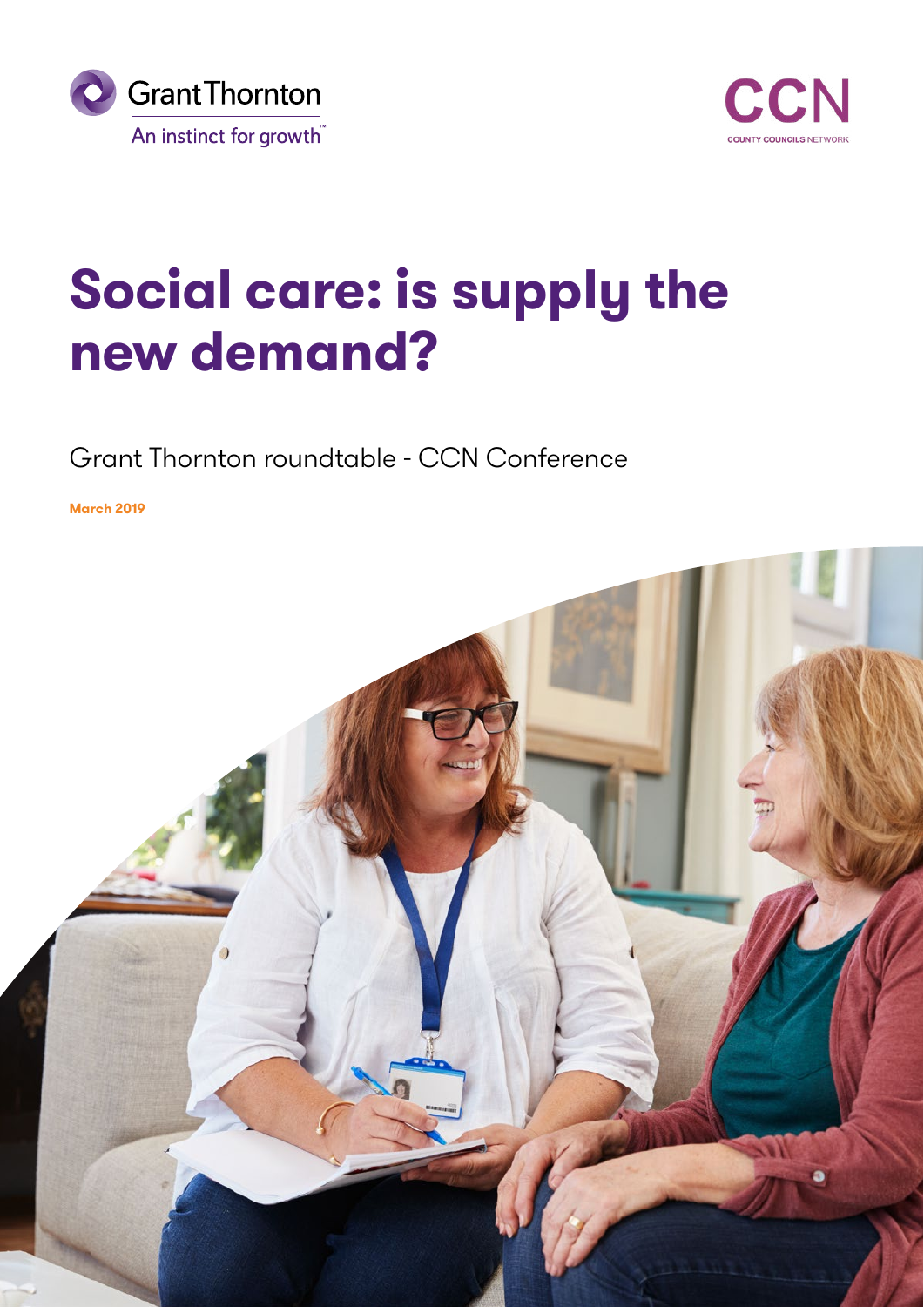Grant Thornton

An instinct for growth™

CCN

COUNTY COUNCILS NETWORK

# Social care: is supply the new demand?

Grant Thornton roundtable - CCN Conference

**March 2019**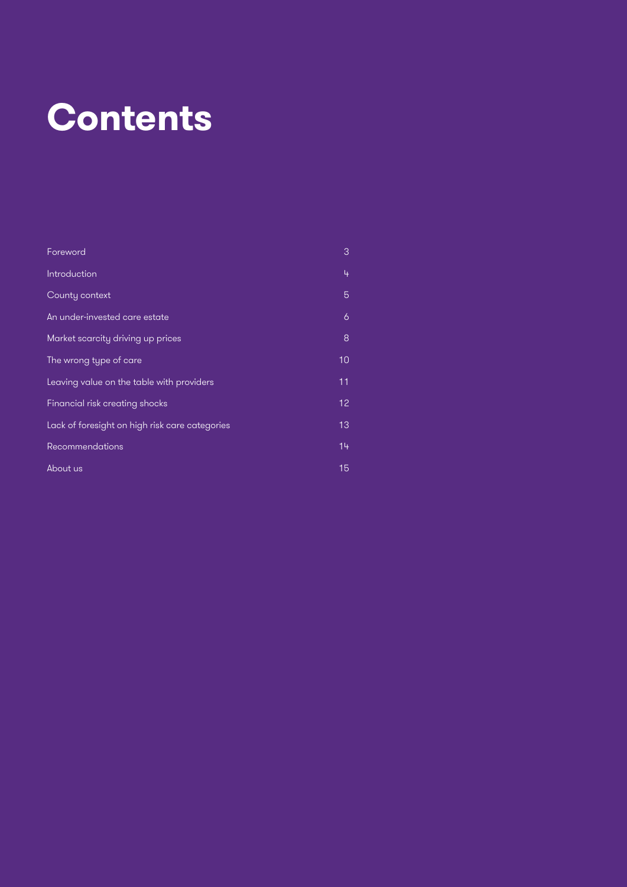# Contents

| | |
|---|---|
| Foreword | 3 |
| Introduction | 4 |
| County context | 5 |
| An under-invested care estate | 6 |
| Market scarcity driving up prices | 8 |
| The wrong type of care | 10 |
| Leaving value on the table with providers | 11 |
| Financial risk creating shocks | 12 |
| Lack of foresight on high risk care categories | 13 |
| Recommendations | 14 |
| About us | 15 |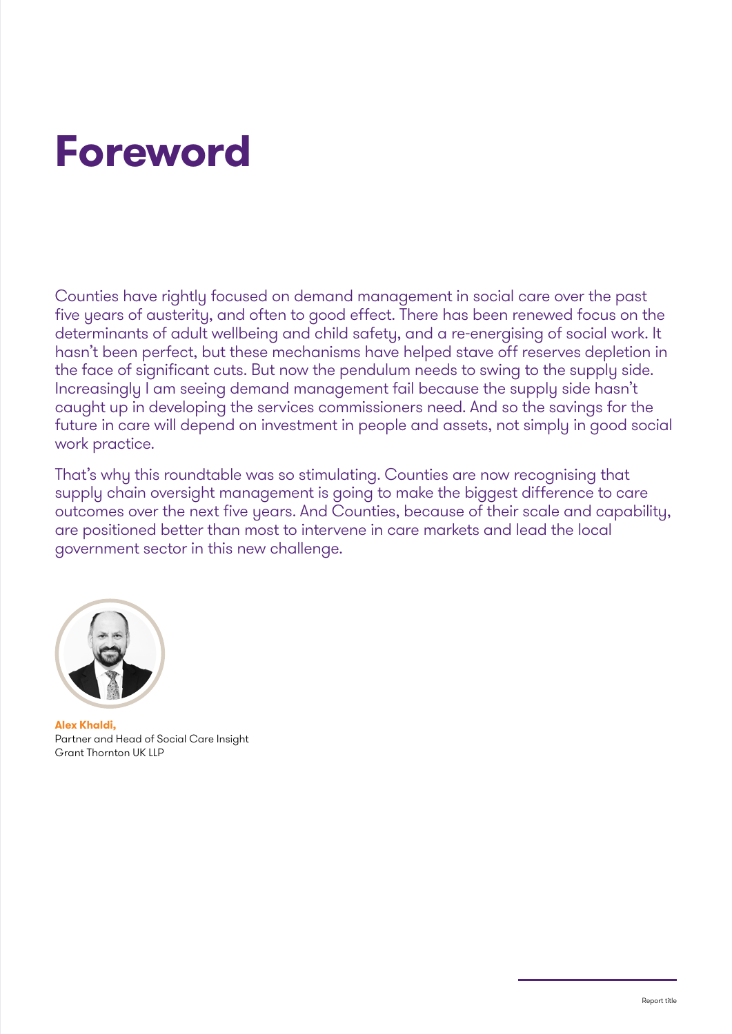# Foreword

Counties have rightly focused on demand management in social care over the past five years of austerity, and often to good effect. There has been renewed focus on the determinants of adult wellbeing and child safety, and a re-energising of social work. It hasn't been perfect, but these mechanisms have helped stave off reserves depletion in the face of significant cuts. But now the pendulum needs to swing to the supply side. Increasingly I am seeing demand management fail because the supply side hasn't caught up in developing the services commissioners need. And so the savings for the future in care will depend on investment in people and assets, not simply in good social work practice.

That's why this roundtable was so stimulating. Counties are now recognising that supply chain oversight management is going to make the biggest difference to care outcomes over the next five years. And Counties, because of their scale and capability, are positioned better than most to intervene in care markets and lead the local government sector in this new challenge.

**Alex Khaldi,**
Partner and Head of Social Care Insight
Grant Thornton UK LLP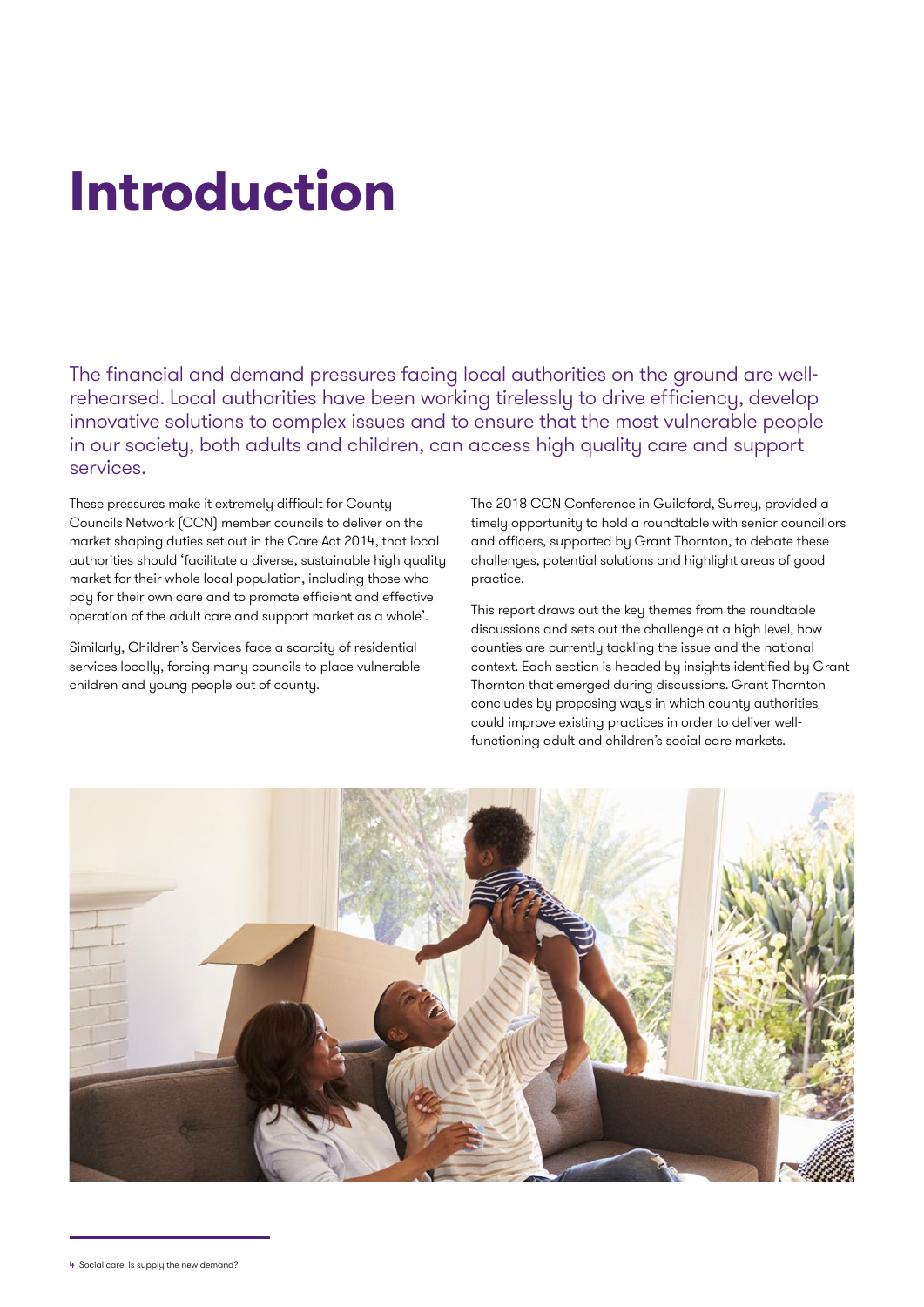# Introduction

The financial and demand pressures facing local authorities on the ground are well-rehearsed. Local authorities have been working tirelessly to drive efficiency, develop innovative solutions to complex issues and to ensure that the most vulnerable people in our society, both adults and children, can access high quality care and support services.

These pressures make it extremely difficult for County Councils Network (CCN) member councils to deliver on the market shaping duties set out in the Care Act 2014, that local authorities should 'facilitate a diverse, sustainable high quality market for their whole local population, including those who pay for their own care and to promote efficient and effective operation of the adult care and support market as a whole'.

Similarly, Children's Services face a scarcity of residential services locally, forcing many councils to place vulnerable children and young people out of county.

The 2018 CCN Conference in Guildford, Surrey, provided a timely opportunity to hold a roundtable with senior councillors and officers, supported by Grant Thornton, to debate these challenges, potential solutions and highlight areas of good practice.

This report draws out the key themes from the roundtable discussions and sets out the challenge at a high level, how counties are currently tackling the issue and the national context. Each section is headed by insights identified by Grant Thornton that emerged during discussions. Grant Thornton concludes by proposing ways in which county authorities could improve existing practices in order to deliver well-functioning adult and children's social care markets.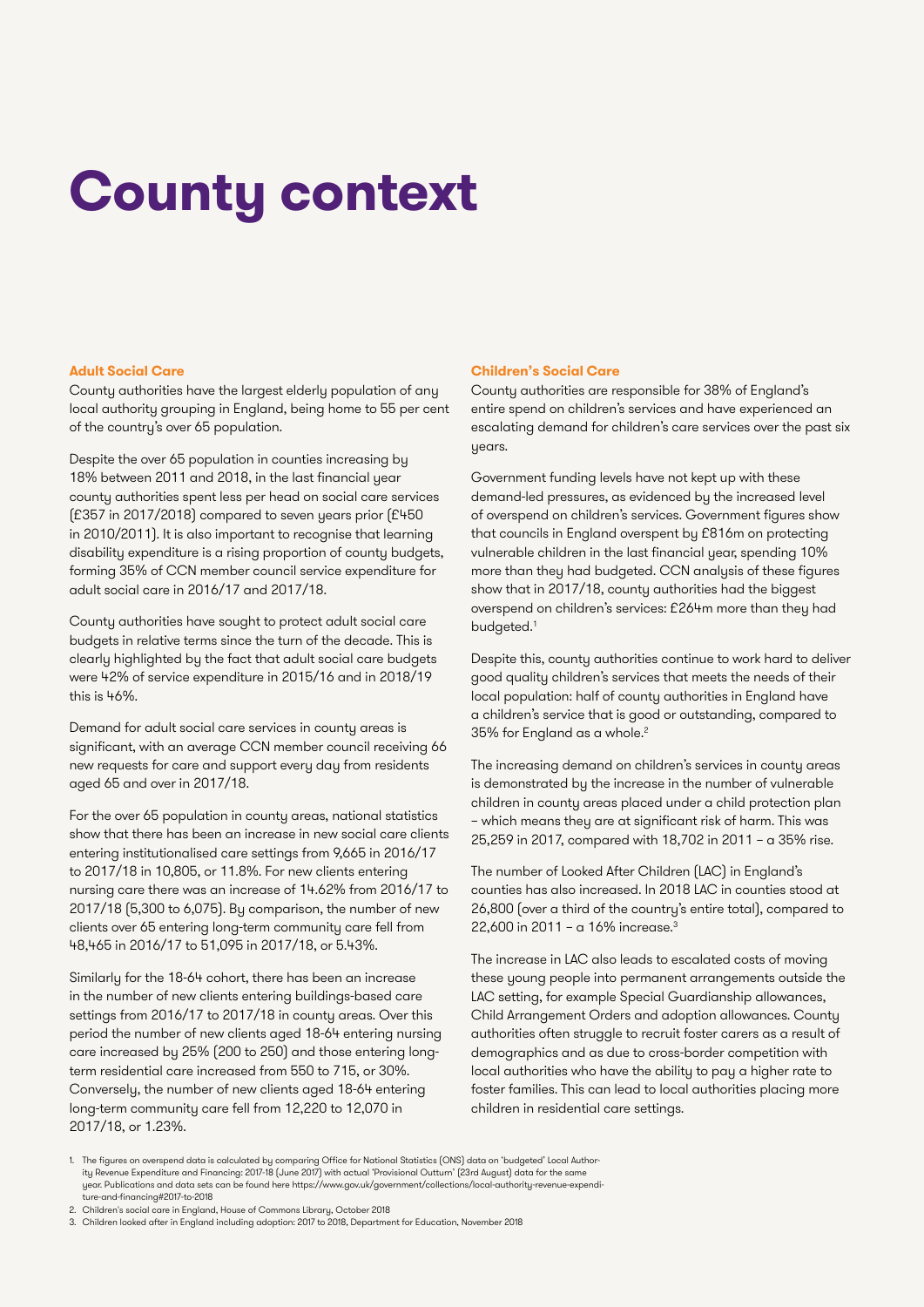# County context

### Adult Social Care

County authorities have the largest elderly population of any local authority grouping in England, being home to 55 per cent of the country's over 65 population.

Despite the over 65 population in counties increasing by 18% between 2011 and 2018, in the last financial year county authorities spent less per head on social care services (£357 in 2017/2018) compared to seven years prior (£450 in 2010/2011). It is also important to recognise that learning disability expenditure is a rising proportion of county budgets, forming 35% of CCN member council service expenditure for adult social care in 2016/17 and 2017/18.

County authorities have sought to protect adult social care budgets in relative terms since the turn of the decade. This is clearly highlighted by the fact that adult social care budgets were 42% of service expenditure in 2015/16 and in 2018/19 this is 46%.

Demand for adult social care services in county areas is significant, with an average CCN member council receiving 66 new requests for care and support every day from residents aged 65 and over in 2017/18.

For the over 65 population in county areas, national statistics show that there has been an increase in new social care clients entering institutionalised care settings from 9,665 in 2016/17 to 2017/18 in 10,805, or 11.8%. For new clients entering nursing care there was an increase of 14.62% from 2016/17 to 2017/18 (5,300 to 6,075). By comparison, the number of new clients over 65 entering long-term community care fell from 48,465 in 2016/17 to 51,095 in 2017/18, or 5.43%.

Similarly for the 18-64 cohort, there has been an increase in the number of new clients entering buildings-based care settings from 2016/17 to 2017/18 in county areas. Over this period the number of new clients aged 18-64 entering nursing care increased by 25% (200 to 250) and those entering long-term residential care increased from 550 to 715, or 30%. Conversely, the number of new clients aged 18-64 entering long-term community care fell from 12,220 to 12,070 in 2017/18, or 1.23%.

### Children's Social Care

County authorities are responsible for 38% of England's entire spend on children's services and have experienced an escalating demand for children's care services over the past six years.

Government funding levels have not kept up with these demand-led pressures, as evidenced by the increased level of overspend on children's services. Government figures show that councils in England overspent by £816m on protecting vulnerable children in the last financial year, spending 10% more than they had budgeted. CCN analysis of these figures show that in 2017/18, county authorities had the biggest overspend on children's services: £264m more than they had budgeted.[1]

Despite this, county authorities continue to work hard to deliver good quality children's services that meets the needs of their local population: half of county authorities in England have a children's service that is good or outstanding, compared to 35% for England as a whole.[2]

The increasing demand on children's services in county areas is demonstrated by the increase in the number of vulnerable children in county areas placed under a child protection plan – which means they are at significant risk of harm. This was 25,259 in 2017, compared with 18,702 in 2011 – a 35% rise.

The number of Looked After Children (LAC) in England's counties has also increased. In 2018 LAC in counties stood at 26,800 (over a third of the country's entire total), compared to 22,600 in 2011 – a 16% increase.[3]

The increase in LAC also leads to escalated costs of moving these young people into permanent arrangements outside the LAC setting, for example Special Guardianship allowances, Child Arrangement Orders and adoption allowances. County authorities often struggle to recruit foster carers as a result of demographics and as due to cross-border competition with local authorities who have the ability to pay a higher rate to foster families. This can lead to local authorities placing more children in residential care settings.

1. The figures on overspend data is calculated by comparing Office for National Statistics (ONS) data on 'budgeted' Local Authority Revenue Expenditure and Financing: 2017-18 (June 2017) with actual 'Provisional Outturn' (23rd August) data for the same year. Publications and data sets can be found here https://www.gov.uk/government/collections/local-authority-revenue-expenditure-and-financing#2017-to-2018
2. Children's social care in England, House of Commons Library, October 2018
3. Children looked after in England including adoption: 2017 to 2018, Department for Education, November 2018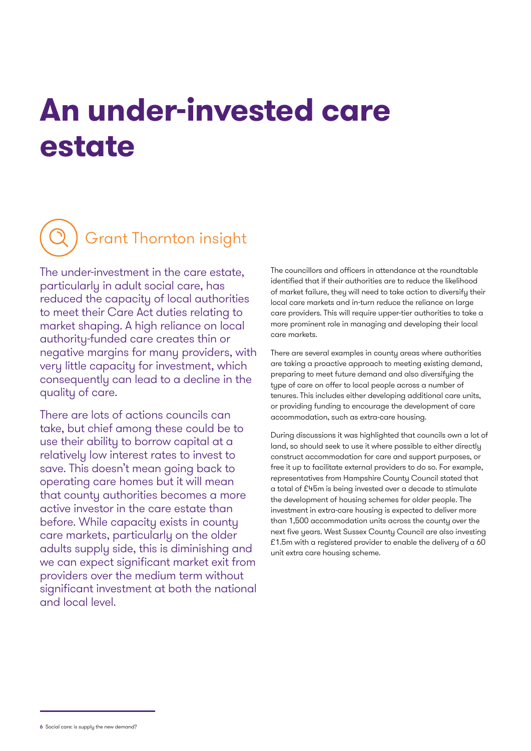# An under-invested care estate

## Grant Thornton insight

The under-investment in the care estate, particularly in adult social care, has reduced the capacity of local authorities to meet their Care Act duties relating to market shaping. A high reliance on local authority-funded care creates thin or negative margins for many providers, with very little capacity for investment, which consequently can lead to a decline in the quality of care.

There are lots of actions councils can take, but chief among these could be to use their ability to borrow capital at a relatively low interest rates to invest to save. This doesn't mean going back to operating care homes but it will mean that county authorities becomes a more active investor in the care estate than before. While capacity exists in county care markets, particularly on the older adults supply side, this is diminishing and we can expect significant market exit from providers over the medium term without significant investment at both the national and local level.

The councillors and officers in attendance at the roundtable identified that if their authorities are to reduce the likelihood of market failure, they will need to take action to diversify their local care markets and in-turn reduce the reliance on large care providers. This will require upper-tier authorities to take a more prominent role in managing and developing their local care markets.

There are several examples in county areas where authorities are taking a proactive approach to meeting existing demand, preparing to meet future demand and also diversifying the type of care on offer to local people across a number of tenures. This includes either developing additional care units, or providing funding to encourage the development of care accommodation, such as extra-care housing.

During discussions it was highlighted that councils own a lot of land, so should seek to use it where possible to either directly construct accommodation for care and support purposes, or free it up to facilitate external providers to do so. For example, representatives from Hampshire County Council stated that a total of £45m is being invested over a decade to stimulate the development of housing schemes for older people. The investment in extra-care housing is expected to deliver more than 1,500 accommodation units across the county over the next five years. West Sussex County Council are also investing £1.5m with a registered provider to enable the delivery of a 60 unit extra care housing scheme.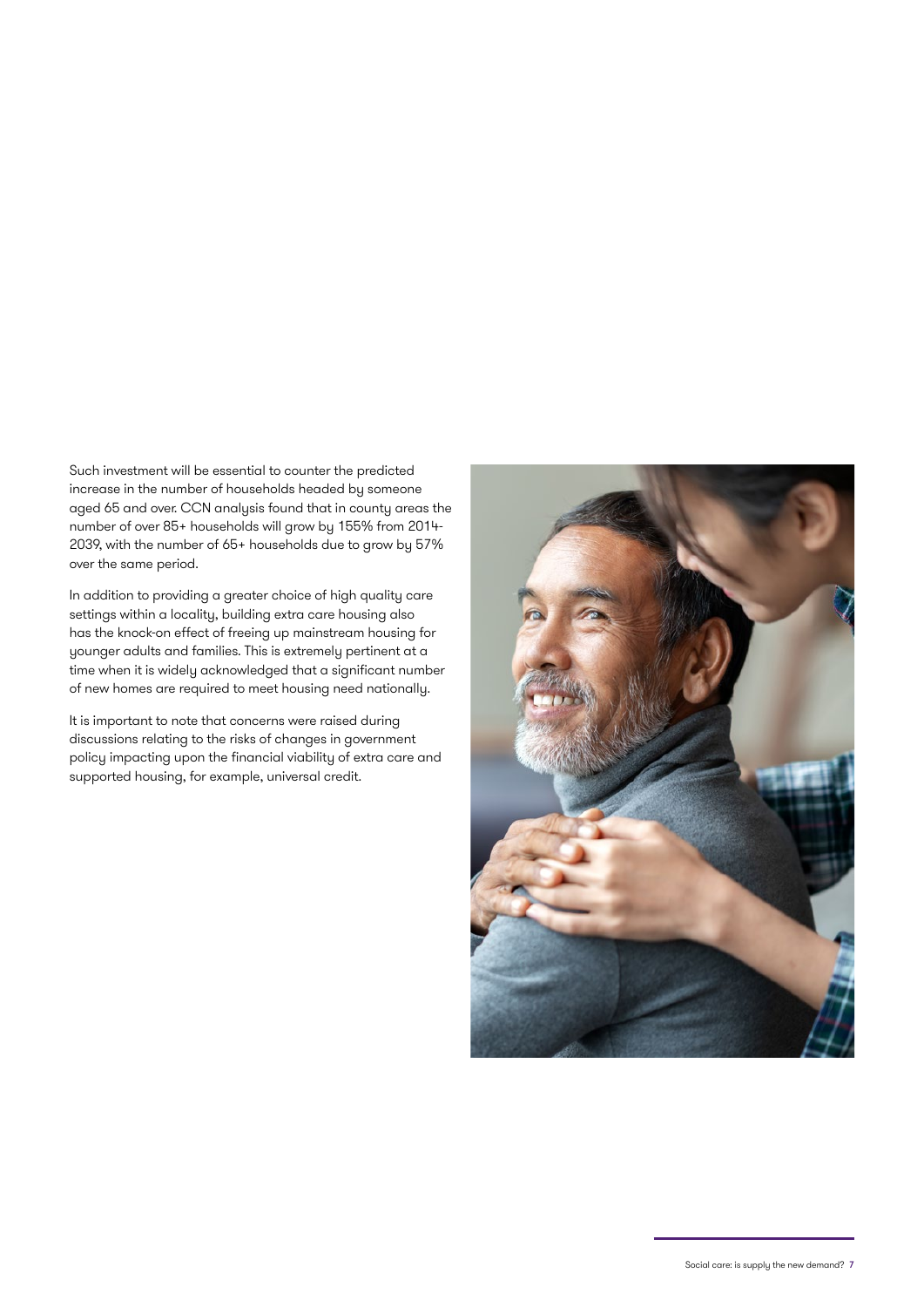Such investment will be essential to counter the predicted increase in the number of households headed by someone aged 65 and over. CCN analysis found that in county areas the number of over 85+ households will grow by 155% from 2014-2039, with the number of 65+ households due to grow by 57% over the same period.

In addition to providing a greater choice of high quality care settings within a locality, building extra care housing also has the knock-on effect of freeing up mainstream housing for younger adults and families. This is extremely pertinent at a time when it is widely acknowledged that a significant number of new homes are required to meet housing need nationally.

It is important to note that concerns were raised during discussions relating to the risks of changes in government policy impacting upon the financial viability of extra care and supported housing, for example, universal credit.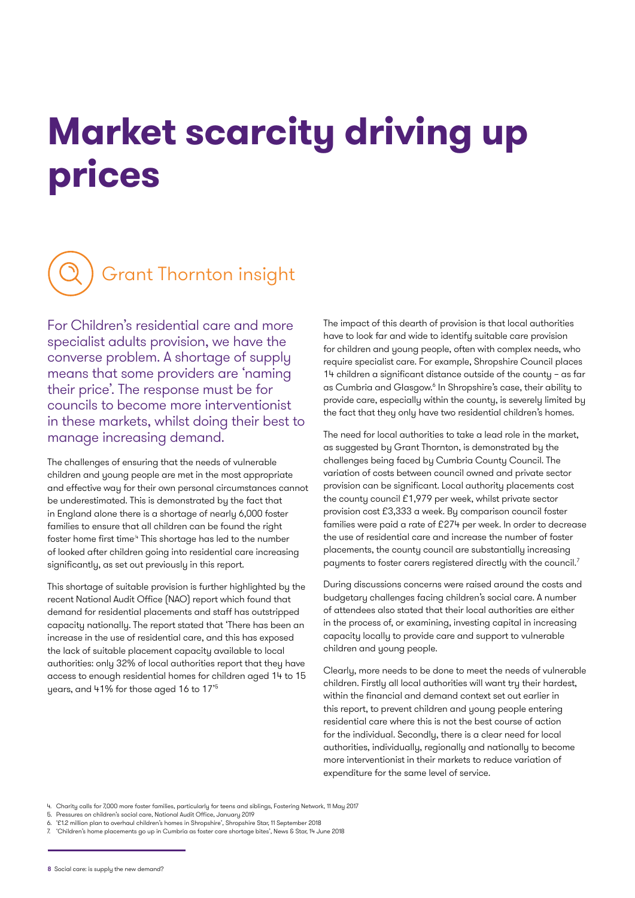# Market scarcity driving up prices

## Grant Thornton insight

For Children's residential care and more specialist adults provision, we have the converse problem. A shortage of supply means that some providers are 'naming their price'. The response must be for councils to become more interventionist in these markets, whilst doing their best to manage increasing demand.

The challenges of ensuring that the needs of vulnerable children and young people are met in the most appropriate and effective way for their own personal circumstances cannot be underestimated. This is demonstrated by the fact that in England alone there is a shortage of nearly 6,000 foster families to ensure that all children can be found the right foster home first time[4] This shortage has led to the number of looked after children going into residential care increasing significantly, as set out previously in this report.

This shortage of suitable provision is further highlighted by the recent National Audit Office (NAO) report which found that demand for residential placements and staff has outstripped capacity nationally. The report stated that 'There has been an increase in the use of residential care, and this has exposed the lack of suitable placement capacity available to local authorities: only 32% of local authorities report that they have access to enough residential homes for children aged 14 to 15 years, and 41% for those aged 16 to 17'[5]

The impact of this dearth of provision is that local authorities have to look far and wide to identify suitable care provision for children and young people, often with complex needs, who require specialist care. For example, Shropshire Council places 14 children a significant distance outside of the county – as far as Cumbria and Glasgow.[6] In Shropshire's case, their ability to provide care, especially within the county, is severely limited by the fact that they only have two residential children's homes.

The need for local authorities to take a lead role in the market, as suggested by Grant Thornton, is demonstrated by the challenges being faced by Cumbria County Council. The variation of costs between council owned and private sector provision can be significant. Local authority placements cost the county council £1,979 per week, whilst private sector provision cost £3,333 a week. By comparison council foster families were paid a rate of £274 per week. In order to decrease the use of residential care and increase the number of foster placements, the county council are substantially increasing payments to foster carers registered directly with the council.[7]

During discussions concerns were raised around the costs and budgetary challenges facing children's social care. A number of attendees also stated that their local authorities are either in the process of, or examining, investing capital in increasing capacity locally to provide care and support to vulnerable children and young people.

Clearly, more needs to be done to meet the needs of vulnerable children. Firstly all local authorities will want try their hardest, within the financial and demand context set out earlier in this report, to prevent children and young people entering residential care where this is not the best course of action for the individual. Secondly, there is a clear need for local authorities, individually, regionally and nationally to become more interventionist in their markets to reduce variation of expenditure for the same level of service.

4. Charity calls for 7,000 more foster families, particularly for teens and siblings, Fostering Network, 11 May 2017
5. Pressures on children's social care, National Audit Office, January 2019
6. '£1.2 million plan to overhaul children's homes in Shropshire', Shropshire Star, 11 September 2018
7. 'Children's home placements go up in Cumbria as foster care shortage bites', News & Star, 14 June 2018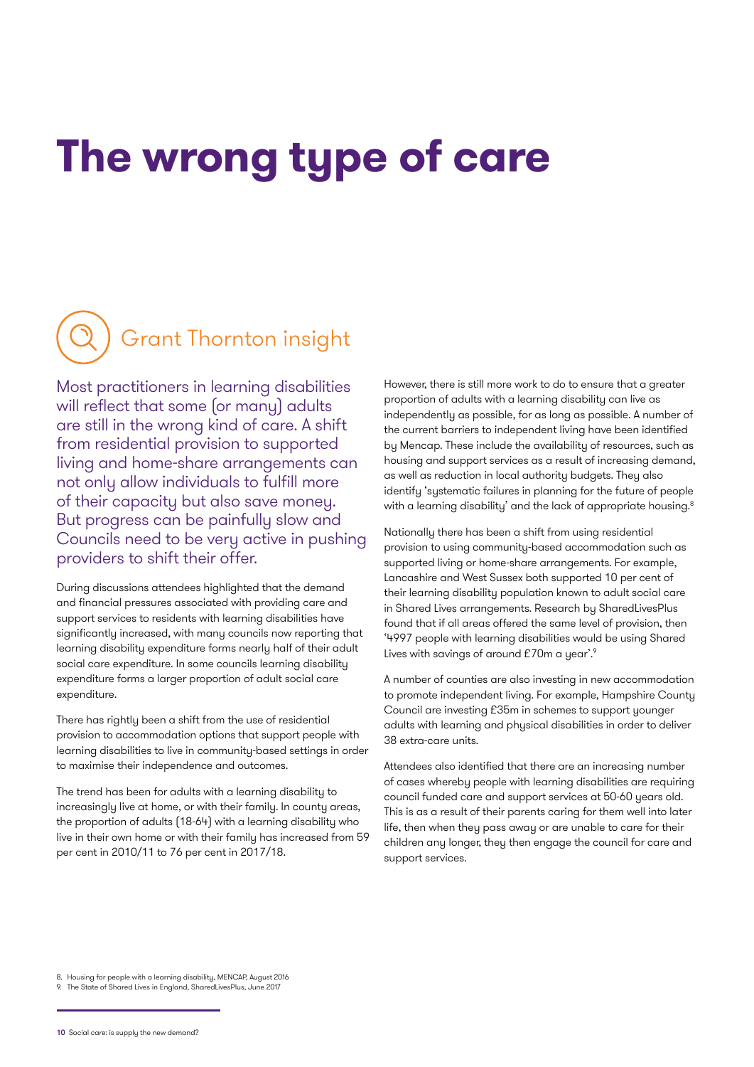# The wrong type of care

## Grant Thornton insight

Most practitioners in learning disabilities will reflect that some (or many) adults are still in the wrong kind of care. A shift from residential provision to supported living and home-share arrangements can not only allow individuals to fulfill more of their capacity but also save money. But progress can be painfully slow and Councils need to be very active in pushing providers to shift their offer.

During discussions attendees highlighted that the demand and financial pressures associated with providing care and support services to residents with learning disabilities have significantly increased, with many councils now reporting that learning disability expenditure forms nearly half of their adult social care expenditure. In some councils learning disability expenditure forms a larger proportion of adult social care expenditure.

There has rightly been a shift from the use of residential provision to accommodation options that support people with learning disabilities to live in community-based settings in order to maximise their independence and outcomes.

The trend has been for adults with a learning disability to increasingly live at home, or with their family. In county areas, the proportion of adults (18-64) with a learning disability who live in their own home or with their family has increased from 59 per cent in 2010/11 to 76 per cent in 2017/18.

However, there is still more work to do to ensure that a greater proportion of adults with a learning disability can live as independently as possible, for as long as possible. A number of the current barriers to independent living have been identified by Mencap. These include the availability of resources, such as housing and support services as a result of increasing demand, as well as reduction in local authority budgets. They also identify 'systematic failures in planning for the future of people with a learning disability' and the lack of appropriate housing.[8]

Nationally there has been a shift from using residential provision to using community-based accommodation such as supported living or home-share arrangements. For example, Lancashire and West Sussex both supported 10 per cent of their learning disability population known to adult social care in Shared Lives arrangements. Research by SharedLivesPlus found that if all areas offered the same level of provision, then '4997 people with learning disabilities would be using Shared Lives with savings of around £70m a year'.[9]

A number of counties are also investing in new accommodation to promote independent living. For example, Hampshire County Council are investing £35m in schemes to support younger adults with learning and physical disabilities in order to deliver 38 extra-care units.

Attendees also identified that there are an increasing number of cases whereby people with learning disabilities are requiring council funded care and support services at 50-60 years old. This is as a result of their parents caring for them well into later life, then when they pass away or are unable to care for their children any longer, they then engage the council for care and support services.

8. Housing for people with a learning disability, MENCAP, August 2016
9. The State of Shared Lives in England, SharedLivesPlus, June 2017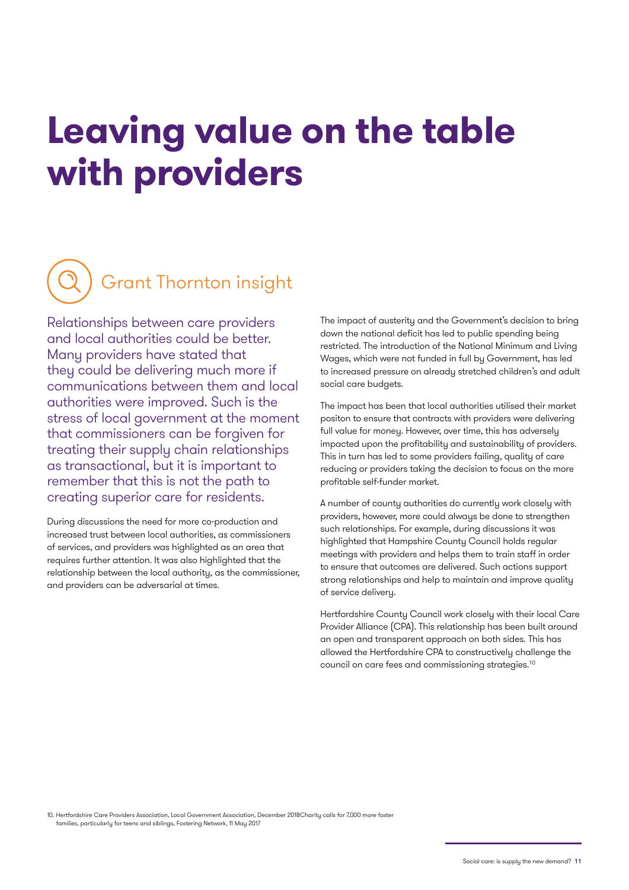# Leaving value on the table with providers

## Grant Thornton insight

Relationships between care providers and local authorities could be better. Many providers have stated that they could be delivering much more if communications between them and local authorities were improved. Such is the stress of local government at the moment that commissioners can be forgiven for treating their supply chain relationships as transactional, but it is important to remember that this is not the path to creating superior care for residents.

During discussions the need for more co-production and increased trust between local authorities, as commissioners of services, and providers was highlighted as an area that requires further attention. It was also highlighted that the relationship between the local authority, as the commissioner, and providers can be adversarial at times.

The impact of austerity and the Government's decision to bring down the national deficit has led to public spending being restricted. The introduction of the National Minimum and Living Wages, which were not funded in full by Government, has led to increased pressure on already stretched children's and adult social care budgets.

The impact has been that local authorities utilised their market positon to ensure that contracts with providers were delivering full value for money. However, over time, this has adversely impacted upon the profitability and sustainability of providers. This in turn has led to some providers failing, quality of care reducing or providers taking the decision to focus on the more profitable self-funder market.

A number of county authorities do currently work closely with providers, however, more could always be done to strengthen such relationships. For example, during discussions it was highlighted that Hampshire County Council holds regular meetings with providers and helps them to train staff in order to ensure that outcomes are delivered. Such actions support strong relationships and help to maintain and improve quality of service delivery.

Hertfordshire County Council work closely with their local Care Provider Alliance (CPA). This relationship has been built around an open and transparent approach on both sides. This has allowed the Hertfordshire CPA to constructively challenge the council on care fees and commissioning strategies.[10]

10. Hertfordshire Care Providers Association, Local Government Association, December 2018Charity calls for 7,000 more foster families, particularly for teens and siblings, Fostering Network, 11 May 2017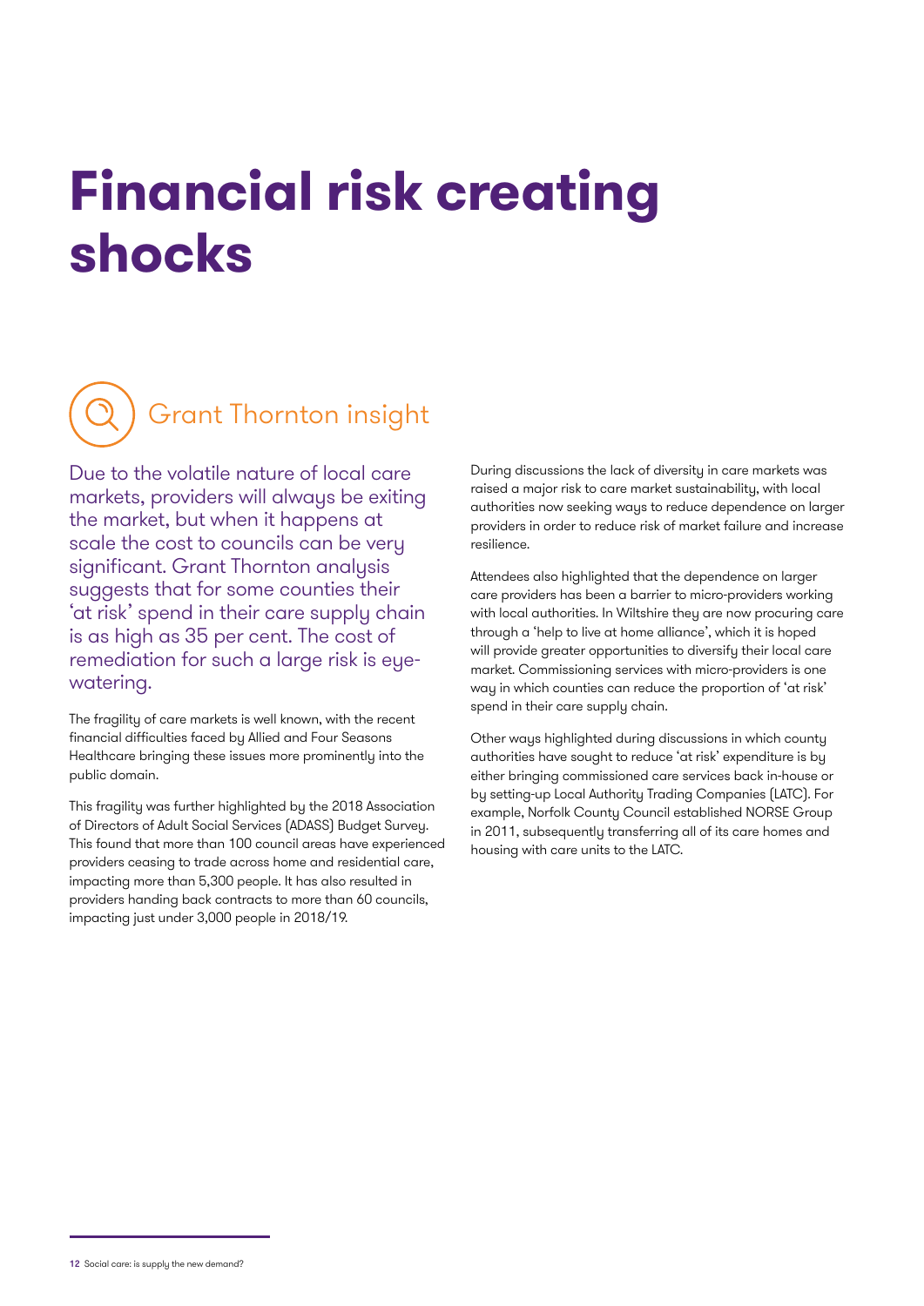# Financial risk creating shocks

## Grant Thornton insight

Due to the volatile nature of local care markets, providers will always be exiting the market, but when it happens at scale the cost to councils can be very significant. Grant Thornton analysis suggests that for some counties their 'at risk' spend in their care supply chain is as high as 35 per cent. The cost of remediation for such a large risk is eye-watering.

The fragility of care markets is well known, with the recent financial difficulties faced by Allied and Four Seasons Healthcare bringing these issues more prominently into the public domain.

This fragility was further highlighted by the 2018 Association of Directors of Adult Social Services (ADASS) Budget Survey. This found that more than 100 council areas have experienced providers ceasing to trade across home and residential care, impacting more than 5,300 people. It has also resulted in providers handing back contracts to more than 60 councils, impacting just under 3,000 people in 2018/19.

During discussions the lack of diversity in care markets was raised a major risk to care market sustainability, with local authorities now seeking ways to reduce dependence on larger providers in order to reduce risk of market failure and increase resilience.

Attendees also highlighted that the dependence on larger care providers has been a barrier to micro-providers working with local authorities. In Wiltshire they are now procuring care through a 'help to live at home alliance', which it is hoped will provide greater opportunities to diversify their local care market. Commissioning services with micro-providers is one way in which counties can reduce the proportion of 'at risk' spend in their care supply chain.

Other ways highlighted during discussions in which county authorities have sought to reduce 'at risk' expenditure is by either bringing commissioned care services back in-house or by setting-up Local Authority Trading Companies (LATC). For example, Norfolk County Council established NORSE Group in 2011, subsequently transferring all of its care homes and housing with care units to the LATC.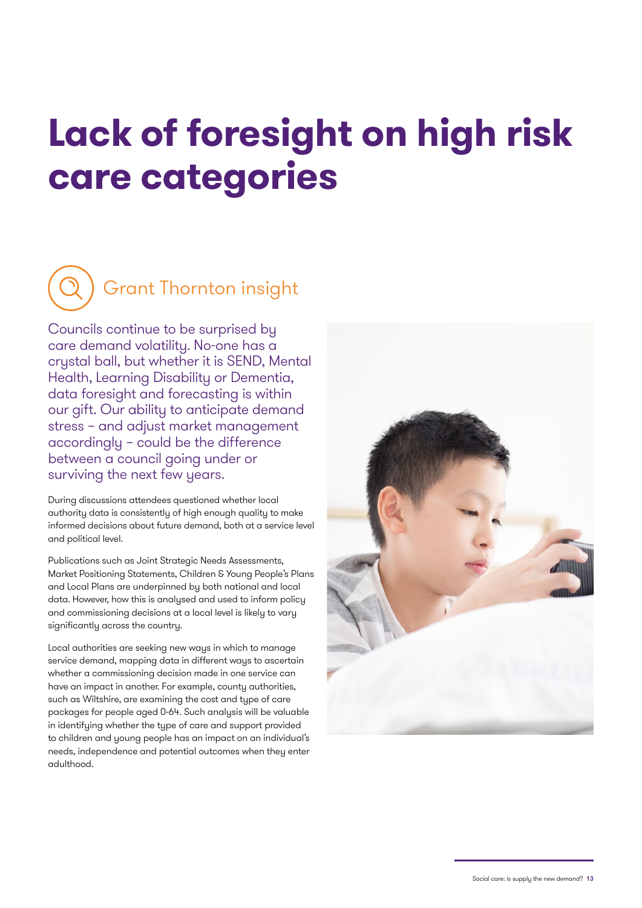# Lack of foresight on high risk care categories

## Grant Thornton insight

Councils continue to be surprised by care demand volatility. No-one has a crystal ball, but whether it is SEND, Mental Health, Learning Disability or Dementia, data foresight and forecasting is within our gift. Our ability to anticipate demand stress – and adjust market management accordingly – could be the difference between a council going under or surviving the next few years.

During discussions attendees questioned whether local authority data is consistently of high enough quality to make informed decisions about future demand, both at a service level and political level.

Publications such as Joint Strategic Needs Assessments, Market Positioning Statements, Children & Young People's Plans and Local Plans are underpinned by both national and local data. However, how this is analysed and used to inform policy and commissioning decisions at a local level is likely to vary significantly across the country.

Local authorities are seeking new ways in which to manage service demand, mapping data in different ways to ascertain whether a commissioning decision made in one service can have an impact in another. For example, county authorities, such as Wiltshire, are examining the cost and type of care packages for people aged 0-64. Such analysis will be valuable in identifying whether the type of care and support provided to children and young people has an impact on an individual's needs, independence and potential outcomes when they enter adulthood.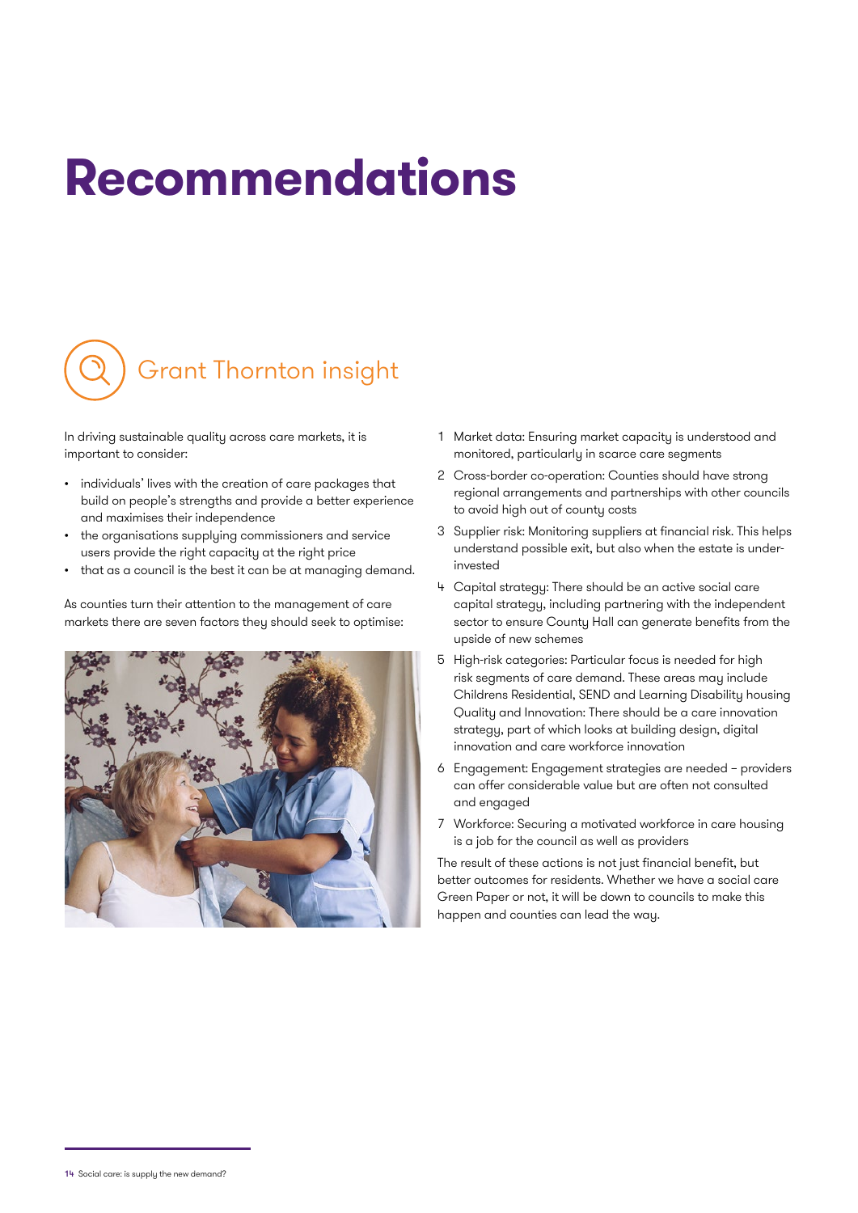# Recommendations

## Grant Thornton insight

In driving sustainable quality across care markets, it is important to consider:

- individuals' lives with the creation of care packages that build on people's strengths and provide a better experience and maximises their independence
- the organisations supplying commissioners and service users provide the right capacity at the right price
- that as a council is the best it can be at managing demand.

As counties turn their attention to the management of care markets there are seven factors they should seek to optimise:

1. Market data: Ensuring market capacity is understood and monitored, particularly in scarce care segments
2. Cross-border co-operation: Counties should have strong regional arrangements and partnerships with other councils to avoid high out of county costs
3. Supplier risk: Monitoring suppliers at financial risk. This helps understand possible exit, but also when the estate is under-invested
4. Capital strategy: There should be an active social care capital strategy, including partnering with the independent sector to ensure County Hall can generate benefits from the upside of new schemes
5. High-risk categories: Particular focus is needed for high risk segments of care demand. These areas may include Childrens Residential, SEND and Learning Disability housing Quality and Innovation: There should be a care innovation strategy, part of which looks at building design, digital innovation and care workforce innovation
6. Engagement: Engagement strategies are needed – providers can offer considerable value but are often not consulted and engaged
7. Workforce: Securing a motivated workforce in care housing is a job for the council as well as providers

The result of these actions is not just financial benefit, but better outcomes for residents. Whether we have a social care Green Paper or not, it will be down to councils to make this happen and counties can lead the way.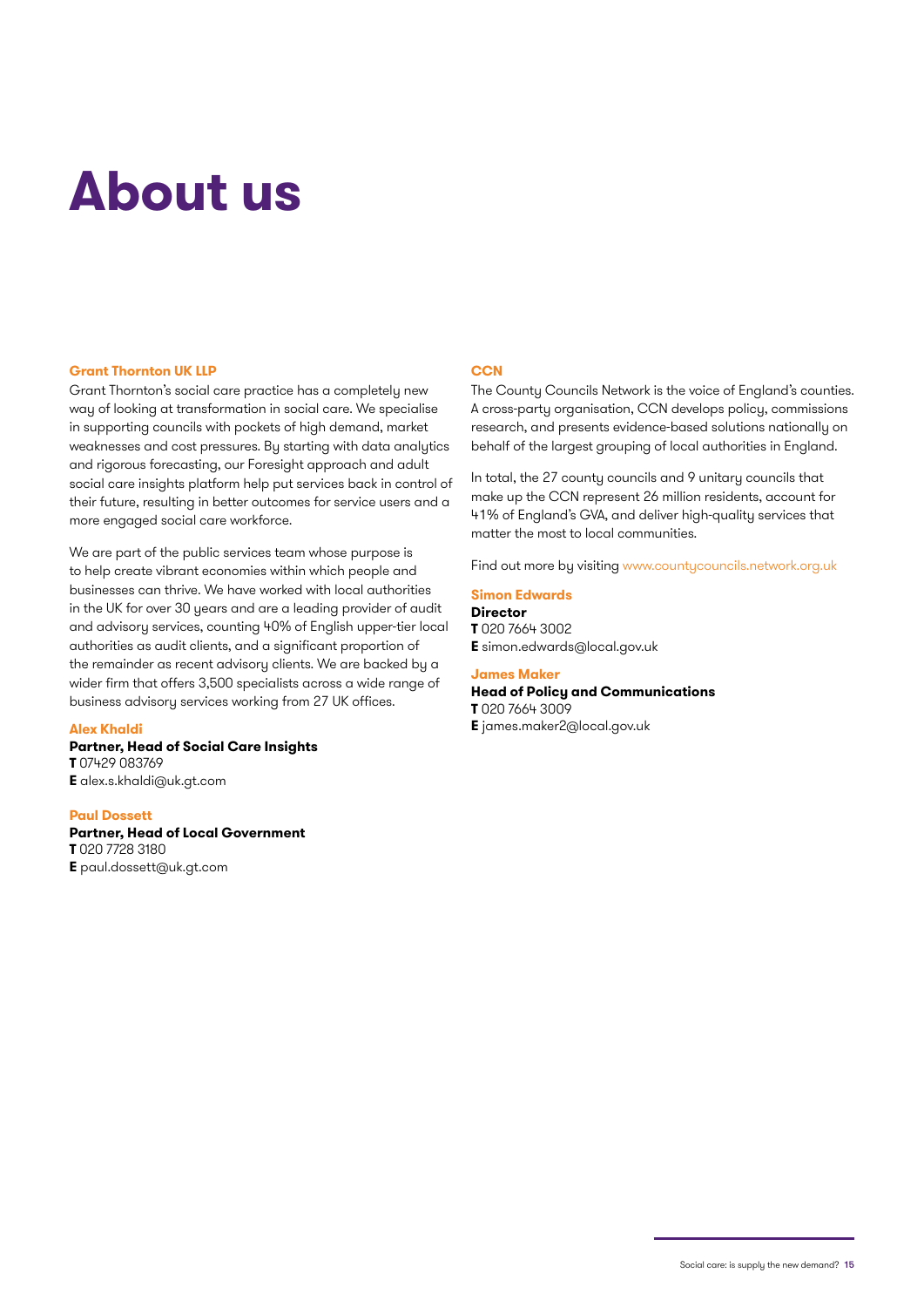# About us

### Grant Thornton UK LLP

Grant Thornton's social care practice has a completely new way of looking at transformation in social care. We specialise in supporting councils with pockets of high demand, market weaknesses and cost pressures. By starting with data analytics and rigorous forecasting, our Foresight approach and adult social care insights platform help put services back in control of their future, resulting in better outcomes for service users and a more engaged social care workforce.

We are part of the public services team whose purpose is to help create vibrant economies within which people and businesses can thrive. We have worked with local authorities in the UK for over 30 years and are a leading provider of audit and advisory services, counting 40% of English upper-tier local authorities as audit clients, and a significant proportion of the remainder as recent advisory clients. We are backed by a wider firm that offers 3,500 specialists across a wide range of business advisory services working from 27 UK offices.

**Alex Khaldi**
**Partner, Head of Social Care Insights**
**T** 07429 083769
**E** alex.s.khaldi@uk.gt.com

**Paul Dossett**
**Partner, Head of Local Government**
**T** 020 7728 3180
**E** paul.dossett@uk.gt.com

### CCN

The County Councils Network is the voice of England's counties. A cross-party organisation, CCN develops policy, commissions research, and presents evidence-based solutions nationally on behalf of the largest grouping of local authorities in England.

In total, the 27 county councils and 9 unitary councils that make up the CCN represent 26 million residents, account for 41% of England's GVA, and deliver high-quality services that matter the most to local communities.

Find out more by visiting www.countycouncils.network.org.uk

**Simon Edwards**
**Director**
**T** 020 7664 3002
**E** simon.edwards@local.gov.uk

**James Maker**
**Head of Policy and Communications**
**T** 020 7664 3009
**E** james.maker2@local.gov.uk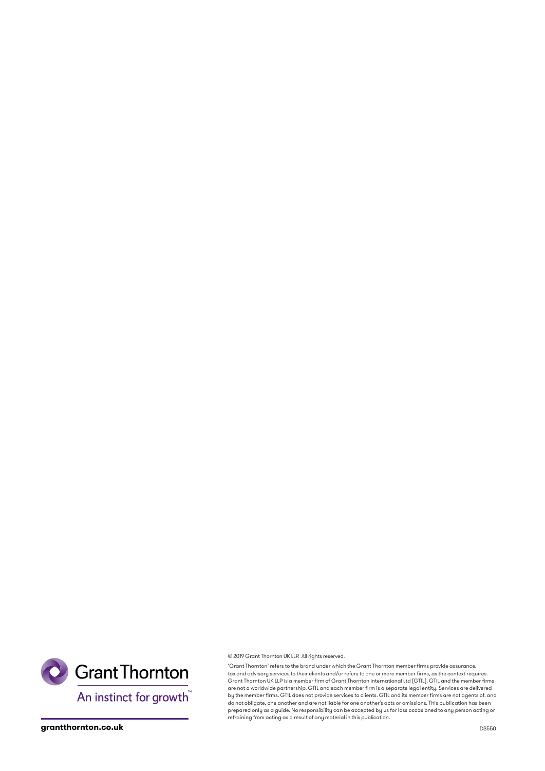Grant Thornton

An instinct for growth™

**grantthornton.co.uk**

© 2019 Grant Thornton UK LLP. All rights reserved.

'Grant Thornton' refers to the brand under which the Grant Thornton member firms provide assurance, tax and advisory services to their clients and/or refers to one or more member firms, as the context requires. Grant Thornton UK LLP is a member firm of Grant Thornton International Ltd (GTIL). GTIL and the member firms are not a worldwide partnership. GTIL and each member firm is a separate legal entity. Services are delivered by the member firms. GTIL does not provide services to clients. GTIL and its member firms are not agents of, and do not obligate, one another and are not liable for one another's acts or omissions. This publication has been prepared only as a guide. No responsibility can be accepted by us for loss occasioned to any person acting or refraining from acting as a result of any material in this publication.

DS550